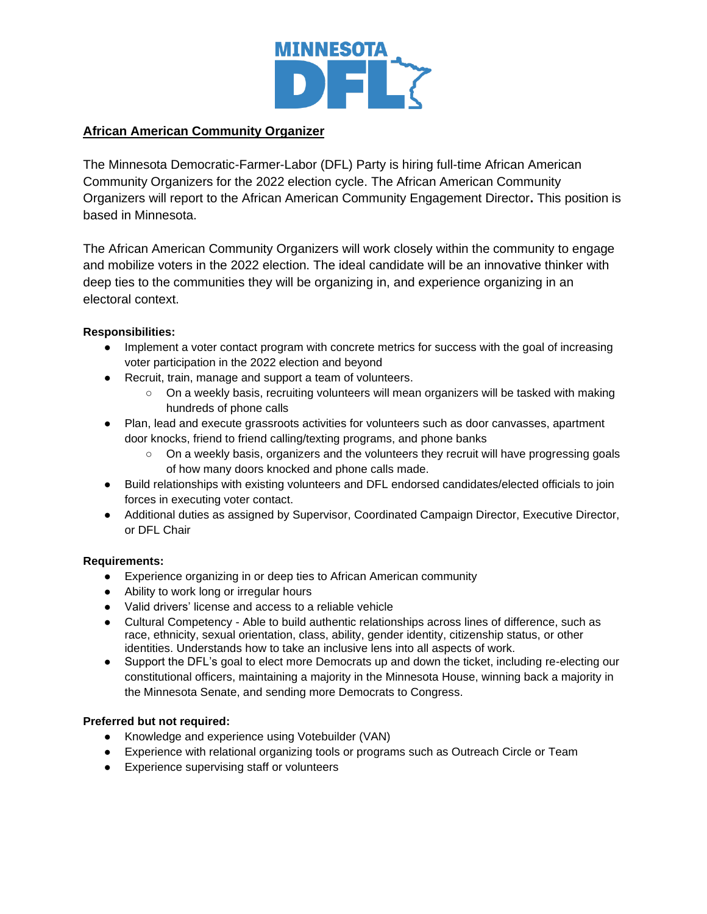# African American Community Organizer

The Minnesota Democratic-Farmer-Labor (DFL) Party is hiring full-time African American Community Organizers for the 2022 election cycle. The African American Community Organizers will report to the African American Community Engagement Director**.** This position is based in Minnesota.

The African American Community Organizers will work closely within the community to engage and mobilize voters in the 2022 election. The ideal candidate will be an innovative thinker with deep ties to the communities they will be organizing in, and experience organizing in an electoral context.

**Responsibilities:**

- Implement a voter contact program with concrete metrics for success with the goal of increasing voter participation in the 2022 election and beyond
- Recruit, train, manage and support a team of volunteers.
  - On a weekly basis, recruiting volunteers will mean organizers will be tasked with making hundreds of phone calls
- Plan, lead and execute grassroots activities for volunteers such as door canvasses, apartment door knocks, friend to friend calling/texting programs, and phone banks
  - On a weekly basis, organizers and the volunteers they recruit will have progressing goals of how many doors knocked and phone calls made.
- Build relationships with existing volunteers and DFL endorsed candidates/elected officials to join forces in executing voter contact.
- Additional duties as assigned by Supervisor, Coordinated Campaign Director, Executive Director, or DFL Chair

**Requirements:**

- Experience organizing in or deep ties to African American community
- Ability to work long or irregular hours
- Valid drivers' license and access to a reliable vehicle
- Cultural Competency - Able to build authentic relationships across lines of difference, such as race, ethnicity, sexual orientation, class, ability, gender identity, citizenship status, or other identities. Understands how to take an inclusive lens into all aspects of work.
- Support the DFL's goal to elect more Democrats up and down the ticket, including re-electing our constitutional officers, maintaining a majority in the Minnesota House, winning back a majority in the Minnesota Senate, and sending more Democrats to Congress.

**Preferred but not required:**

- Knowledge and experience using Votebuilder (VAN)
- Experience with relational organizing tools or programs such as Outreach Circle or Team
- Experience supervising staff or volunteers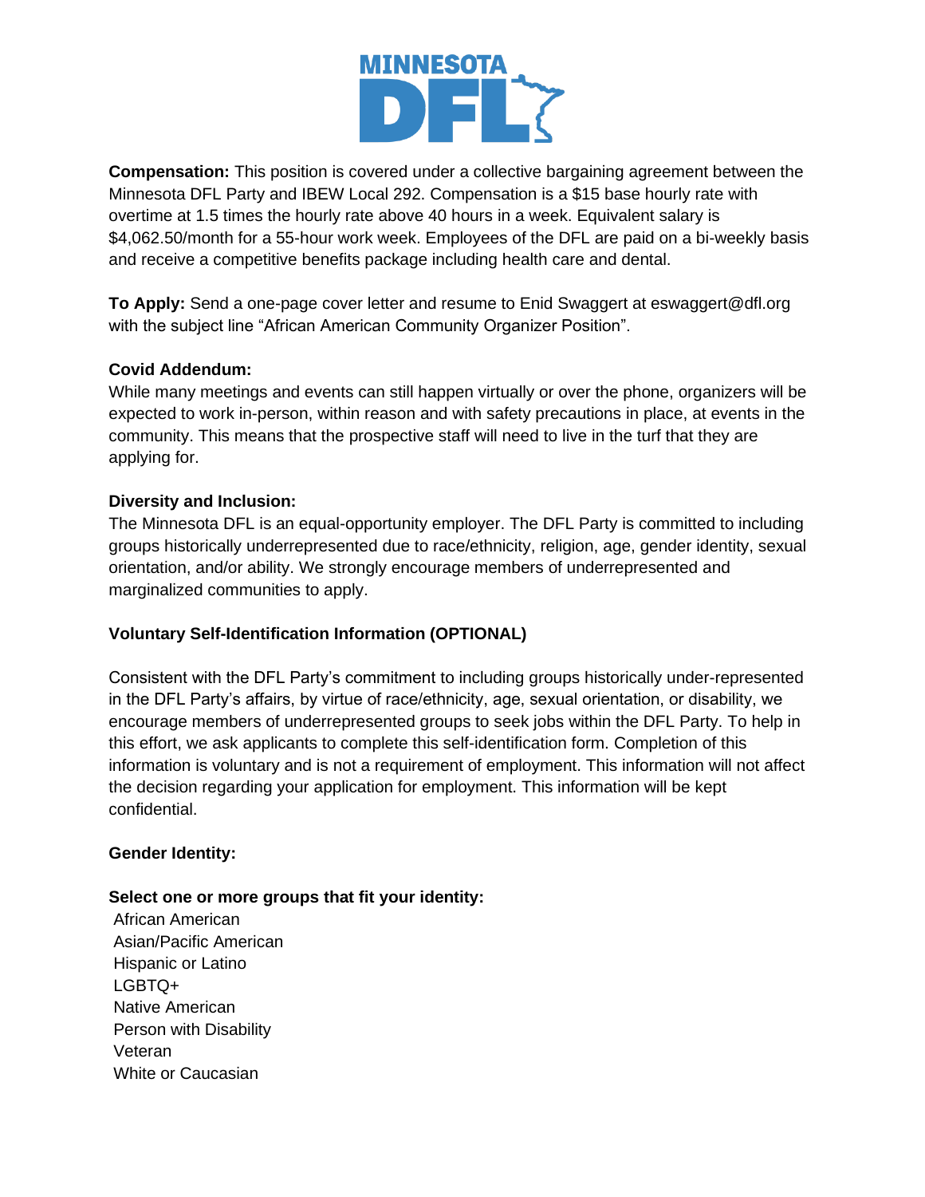**Compensation:** This position is covered under a collective bargaining agreement between the Minnesota DFL Party and IBEW Local 292. Compensation is a $15 base hourly rate with overtime at 1.5 times the hourly rate above 40 hours in a week. Equivalent salary is $4,062.50/month for a 55-hour work week. Employees of the DFL are paid on a bi-weekly basis and receive a competitive benefits package including health care and dental.

**To Apply:** Send a one-page cover letter and resume to Enid Swaggert at eswaggert@dfl.org with the subject line "African American Community Organizer Position".

**Covid Addendum:**

While many meetings and events can still happen virtually or over the phone, organizers will be expected to work in-person, within reason and with safety precautions in place, at events in the community. This means that the prospective staff will need to live in the turf that they are applying for.

**Diversity and Inclusion:**

The Minnesota DFL is an equal-opportunity employer. The DFL Party is committed to including groups historically underrepresented due to race/ethnicity, religion, age, gender identity, sexual orientation, and/or ability. We strongly encourage members of underrepresented and marginalized communities to apply.

**Voluntary Self-Identification Information (OPTIONAL)**

Consistent with the DFL Party's commitment to including groups historically under-represented in the DFL Party's affairs, by virtue of race/ethnicity, age, sexual orientation, or disability, we encourage members of underrepresented groups to seek jobs within the DFL Party. To help in this effort, we ask applicants to complete this self-identification form. Completion of this information is voluntary and is not a requirement of employment. This information will not affect the decision regarding your application for employment. This information will be kept confidential.

**Gender Identity:**

**Select one or more groups that fit your identity:**

African American
Asian/Pacific American
Hispanic or Latino
LGBTQ+
Native American
Person with Disability
Veteran
White or Caucasian